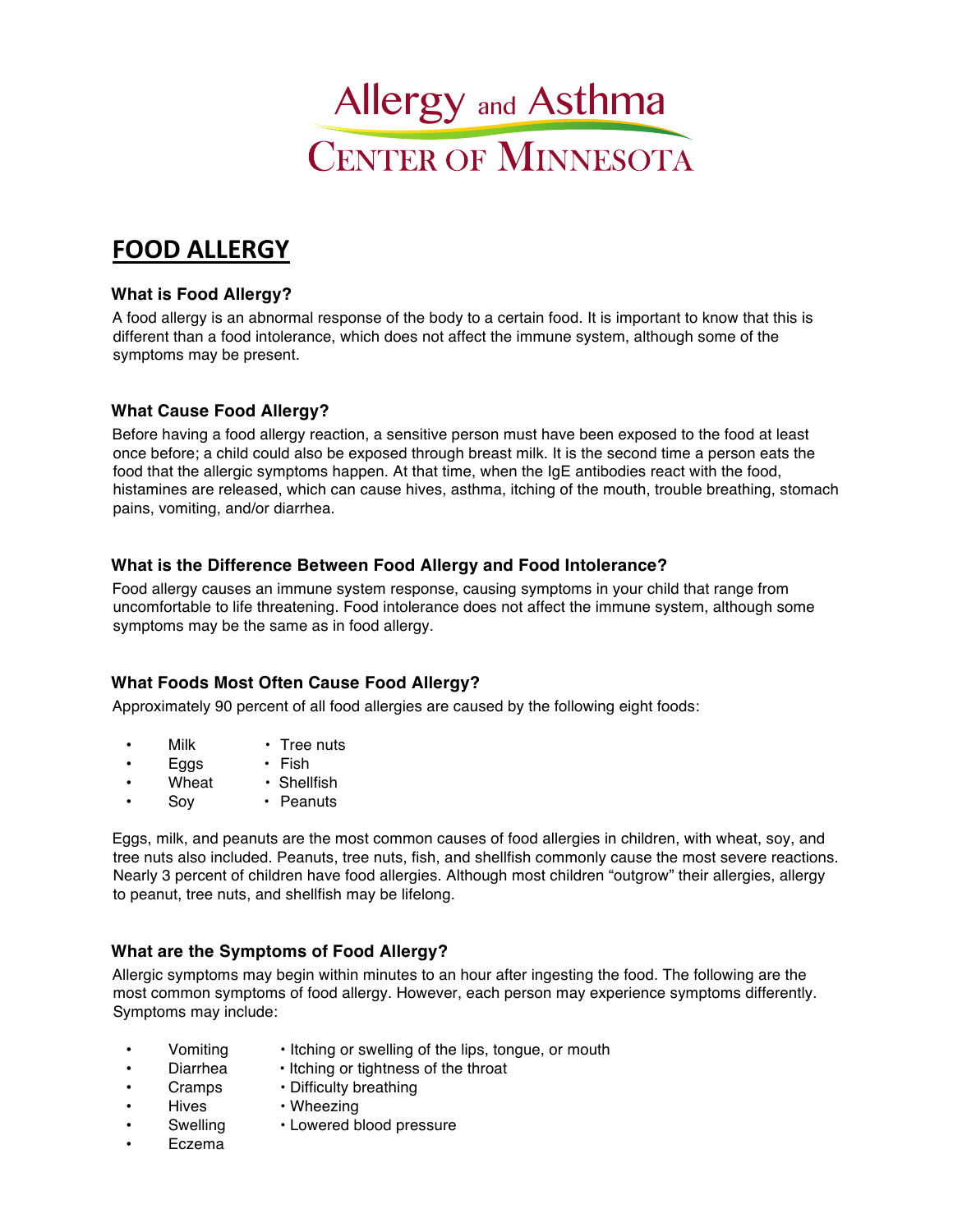# Allergy and Asthma Center of Minnesota

## FOOD ALLERGY

### What is Food Allergy?

A food allergy is an abnormal response of the body to a certain food. It is important to know that this is different than a food intolerance, which does not affect the immune system, although some of the symptoms may be present.

### What Cause Food Allergy?

Before having a food allergy reaction, a sensitive person must have been exposed to the food at least once before; a child could also be exposed through breast milk. It is the second time a person eats the food that the allergic symptoms happen. At that time, when the IgE antibodies react with the food, histamines are released, which can cause hives, asthma, itching of the mouth, trouble breathing, stomach pains, vomiting, and/or diarrhea.

### What is the Difference Between Food Allergy and Food Intolerance?

Food allergy causes an immune system response, causing symptoms in your child that range from uncomfortable to life threatening. Food intolerance does not affect the immune system, although some symptoms may be the same as in food allergy.

### What Foods Most Often Cause Food Allergy?

Approximately 90 percent of all food allergies are caused by the following eight foods:

- Milk
- Eggs
- Wheat
- Soy
- Tree nuts
- Fish
- Shellfish
- Peanuts

Eggs, milk, and peanuts are the most common causes of food allergies in children, with wheat, soy, and tree nuts also included. Peanuts, tree nuts, fish, and shellfish commonly cause the most severe reactions. Nearly 3 percent of children have food allergies. Although most children "outgrow" their allergies, allergy to peanut, tree nuts, and shellfish may be lifelong.

### What are the Symptoms of Food Allergy?

Allergic symptoms may begin within minutes to an hour after ingesting the food. The following are the most common symptoms of food allergy. However, each person may experience symptoms differently. Symptoms may include:

- Vomiting
- Diarrhea
- Cramps
- Hives
- Swelling
- Eczema
- Itching or swelling of the lips, tongue, or mouth
- Itching or tightness of the throat
- Difficulty breathing
- Wheezing
- Lowered blood pressure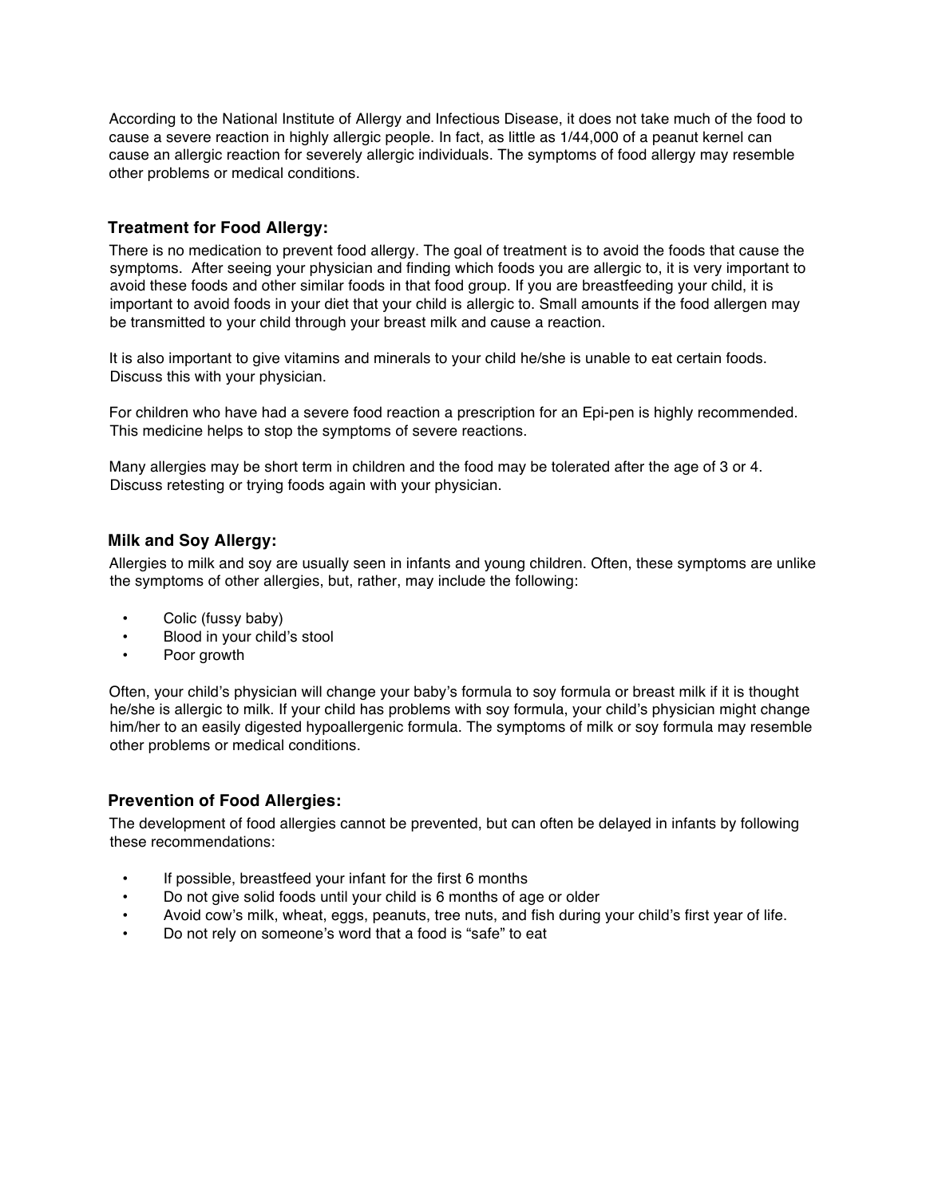According to the National Institute of Allergy and Infectious Disease, it does not take much of the food to cause a severe reaction in highly allergic people. In fact, as little as 1/44,000 of a peanut kernel can cause an allergic reaction for severely allergic individuals. The symptoms of food allergy may resemble other problems or medical conditions.

### Treatment for Food Allergy:

There is no medication to prevent food allergy. The goal of treatment is to avoid the foods that cause the symptoms. After seeing your physician and finding which foods you are allergic to, it is very important to avoid these foods and other similar foods in that food group. If you are breastfeeding your child, it is important to avoid foods in your diet that your child is allergic to. Small amounts if the food allergen may be transmitted to your child through your breast milk and cause a reaction.

It is also important to give vitamins and minerals to your child he/she is unable to eat certain foods. Discuss this with your physician.

For children who have had a severe food reaction a prescription for an Epi-pen is highly recommended. This medicine helps to stop the symptoms of severe reactions.

Many allergies may be short term in children and the food may be tolerated after the age of 3 or 4. Discuss retesting or trying foods again with your physician.

### Milk and Soy Allergy:

Allergies to milk and soy are usually seen in infants and young children. Often, these symptoms are unlike the symptoms of other allergies, but, rather, may include the following:

- Colic (fussy baby)
- Blood in your child's stool
- Poor growth

Often, your child's physician will change your baby's formula to soy formula or breast milk if it is thought he/she is allergic to milk. If your child has problems with soy formula, your child's physician might change him/her to an easily digested hypoallergenic formula. The symptoms of milk or soy formula may resemble other problems or medical conditions.

### Prevention of Food Allergies:

The development of food allergies cannot be prevented, but can often be delayed in infants by following these recommendations:

- If possible, breastfeed your infant for the first 6 months
- Do not give solid foods until your child is 6 months of age or older
- Avoid cow's milk, wheat, eggs, peanuts, tree nuts, and fish during your child's first year of life.
- Do not rely on someone's word that a food is "safe" to eat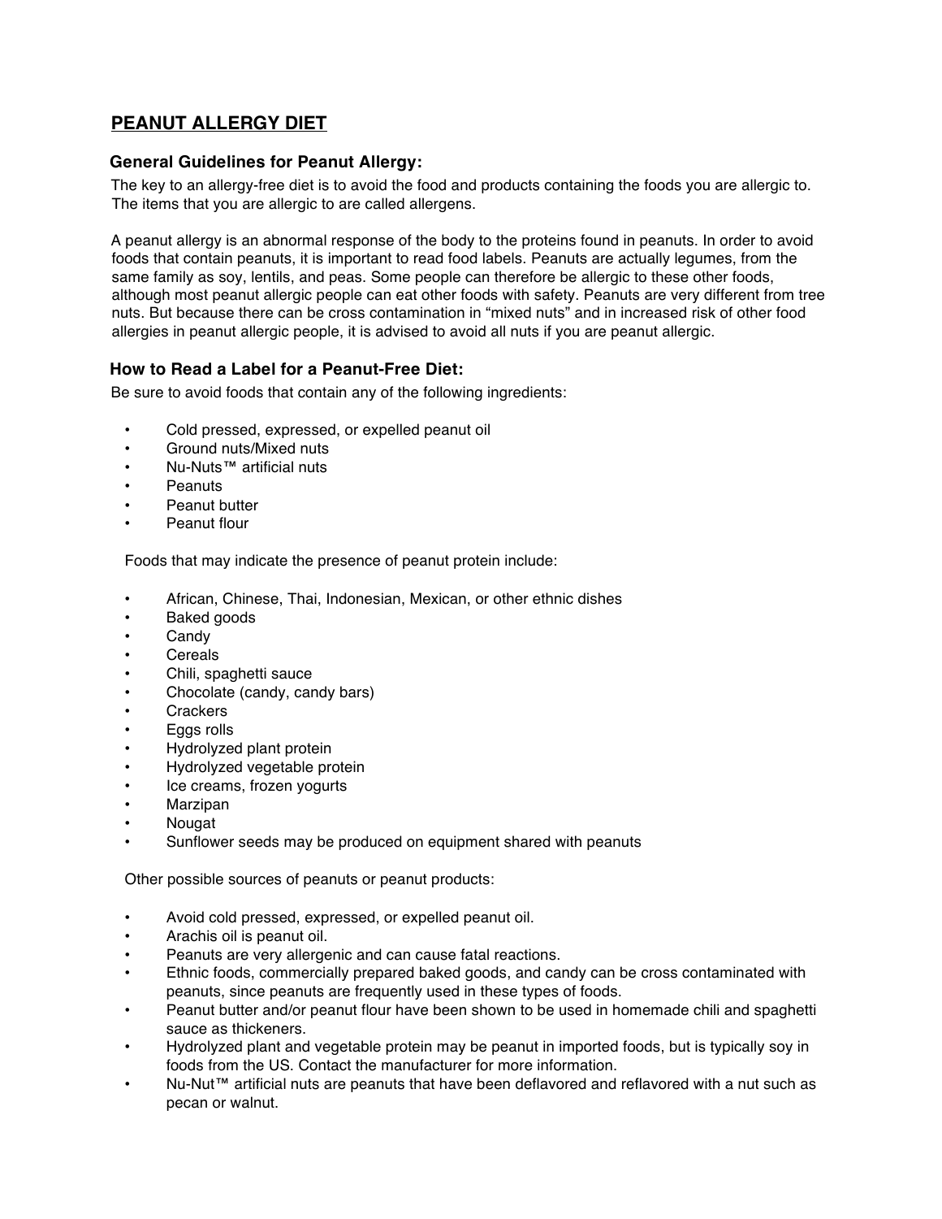# PEANUT ALLERGY DIET

## General Guidelines for Peanut Allergy:

The key to an allergy-free diet is to avoid the food and products containing the foods you are allergic to. The items that you are allergic to are called allergens.

A peanut allergy is an abnormal response of the body to the proteins found in peanuts. In order to avoid foods that contain peanuts, it is important to read food labels. Peanuts are actually legumes, from the same family as soy, lentils, and peas. Some people can therefore be allergic to these other foods, although most peanut allergic people can eat other foods with safety. Peanuts are very different from tree nuts. But because there can be cross contamination in "mixed nuts" and in increased risk of other food allergies in peanut allergic people, it is advised to avoid all nuts if you are peanut allergic.

## How to Read a Label for a Peanut-Free Diet:

Be sure to avoid foods that contain any of the following ingredients:

- Cold pressed, expressed, or expelled peanut oil
- Ground nuts/Mixed nuts
- Nu-Nuts™ artificial nuts
- Peanuts
- Peanut butter
- Peanut flour

Foods that may indicate the presence of peanut protein include:

- African, Chinese, Thai, Indonesian, Mexican, or other ethnic dishes
- Baked goods
- Candy
- Cereals
- Chili, spaghetti sauce
- Chocolate (candy, candy bars)
- Crackers
- Eggs rolls
- Hydrolyzed plant protein
- Hydrolyzed vegetable protein
- Ice creams, frozen yogurts
- Marzipan
- Nougat
- Sunflower seeds may be produced on equipment shared with peanuts

Other possible sources of peanuts or peanut products:

- Avoid cold pressed, expressed, or expelled peanut oil.
- Arachis oil is peanut oil.
- Peanuts are very allergenic and can cause fatal reactions.
- Ethnic foods, commercially prepared baked goods, and candy can be cross contaminated with peanuts, since peanuts are frequently used in these types of foods.
- Peanut butter and/or peanut flour have been shown to be used in homemade chili and spaghetti sauce as thickeners.
- Hydrolyzed plant and vegetable protein may be peanut in imported foods, but is typically soy in foods from the US. Contact the manufacturer for more information.
- Nu-Nut™ artificial nuts are peanuts that have been deflavored and reflavored with a nut such as pecan or walnut.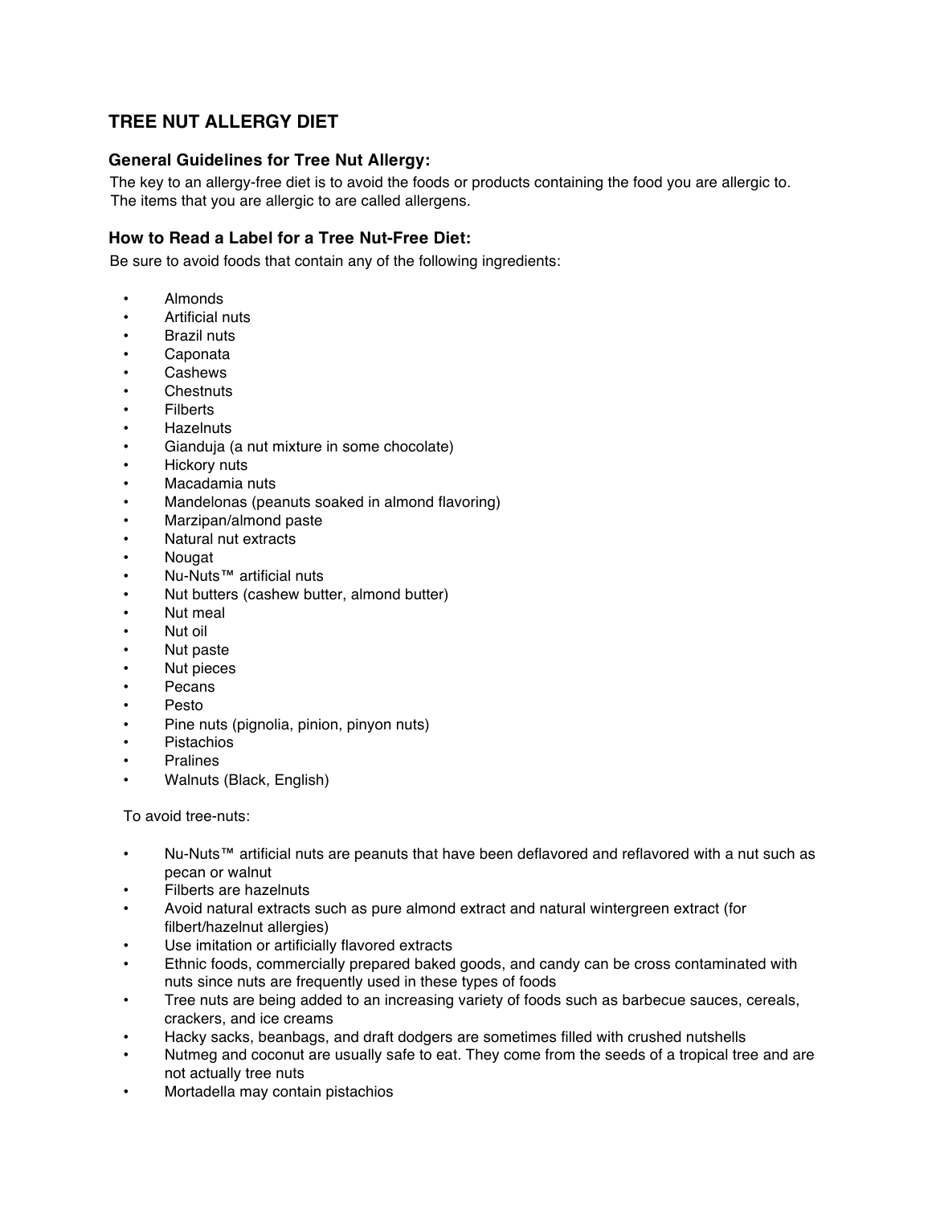# TREE NUT ALLERGY DIET

## General Guidelines for Tree Nut Allergy:

The key to an allergy-free diet is to avoid the foods or products containing the food you are allergic to. The items that you are allergic to are called allergens.

## How to Read a Label for a Tree Nut-Free Diet:

Be sure to avoid foods that contain any of the following ingredients:

- Almonds
- Artificial nuts
- Brazil nuts
- Caponata
- Cashews
- Chestnuts
- Filberts
- Hazelnuts
- Gianduja (a nut mixture in some chocolate)
- Hickory nuts
- Macadamia nuts
- Mandelonas (peanuts soaked in almond flavoring)
- Marzipan/almond paste
- Natural nut extracts
- Nougat
- Nu-Nuts™ artificial nuts
- Nut butters (cashew butter, almond butter)
- Nut meal
- Nut oil
- Nut paste
- Nut pieces
- Pecans
- Pesto
- Pine nuts (pignolia, pinion, pinyon nuts)
- Pistachios
- Pralines
- Walnuts (Black, English)

To avoid tree-nuts:

- Nu-Nuts™ artificial nuts are peanuts that have been deflavored and reflavored with a nut such as pecan or walnut
- Filberts are hazelnuts
- Avoid natural extracts such as pure almond extract and natural wintergreen extract (for filbert/hazelnut allergies)
- Use imitation or artificially flavored extracts
- Ethnic foods, commercially prepared baked goods, and candy can be cross contaminated with nuts since nuts are frequently used in these types of foods
- Tree nuts are being added to an increasing variety of foods such as barbecue sauces, cereals, crackers, and ice creams
- Hacky sacks, beanbags, and draft dodgers are sometimes filled with crushed nutshells
- Nutmeg and coconut are usually safe to eat. They come from the seeds of a tropical tree and are not actually tree nuts
- Mortadella may contain pistachios